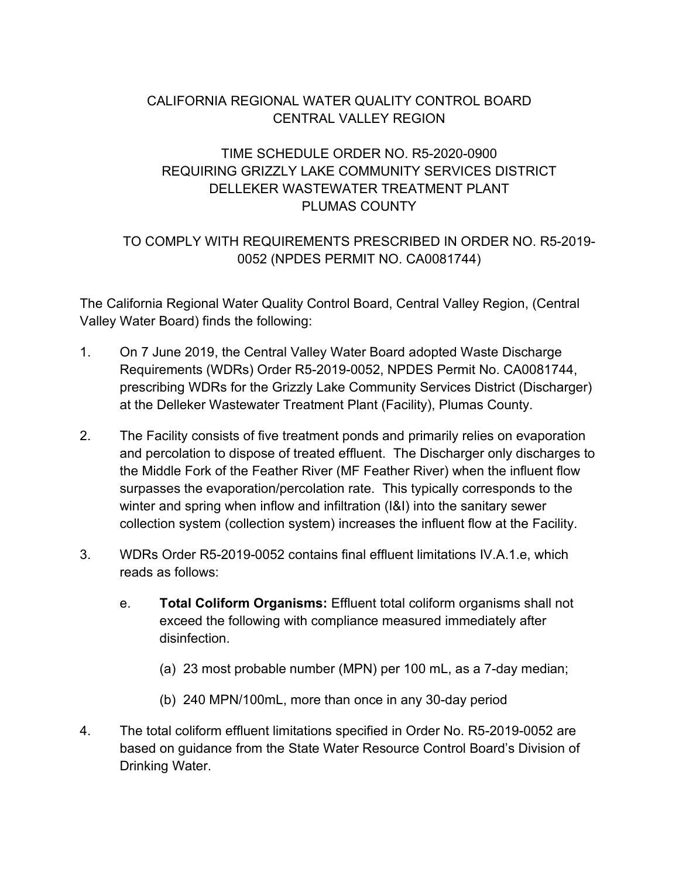# CALIFORNIA REGIONAL WATER QUALITY CONTROL BOARD
# CENTRAL VALLEY REGION

## TIME SCHEDULE ORDER NO. R5-2020-0900
## REQUIRING GRIZZLY LAKE COMMUNITY SERVICES DISTRICT
## DELLEKER WASTEWATER TREATMENT PLANT
## PLUMAS COUNTY

## TO COMPLY WITH REQUIREMENTS PRESCRIBED IN ORDER NO. R5-2019-0052 (NPDES PERMIT NO. CA0081744)

The California Regional Water Quality Control Board, Central Valley Region, (Central Valley Water Board) finds the following:

1. On 7 June 2019, the Central Valley Water Board adopted Waste Discharge Requirements (WDRs) Order R5-2019-0052, NPDES Permit No. CA0081744, prescribing WDRs for the Grizzly Lake Community Services District (Discharger) at the Delleker Wastewater Treatment Plant (Facility), Plumas County.

2. The Facility consists of five treatment ponds and primarily relies on evaporation and percolation to dispose of treated effluent. The Discharger only discharges to the Middle Fork of the Feather River (MF Feather River) when the influent flow surpasses the evaporation/percolation rate. This typically corresponds to the winter and spring when inflow and infiltration (I&I) into the sanitary sewer collection system (collection system) increases the influent flow at the Facility.

3. WDRs Order R5-2019-0052 contains final effluent limitations IV.A.1.e, which reads as follows:

   e. **Total Coliform Organisms:** Effluent total coliform organisms shall not exceed the following with compliance measured immediately after disinfection.

      (a) 23 most probable number (MPN) per 100 mL, as a 7-day median;

      (b) 240 MPN/100mL, more than once in any 30-day period

4. The total coliform effluent limitations specified in Order No. R5-2019-0052 are based on guidance from the State Water Resource Control Board's Division of Drinking Water.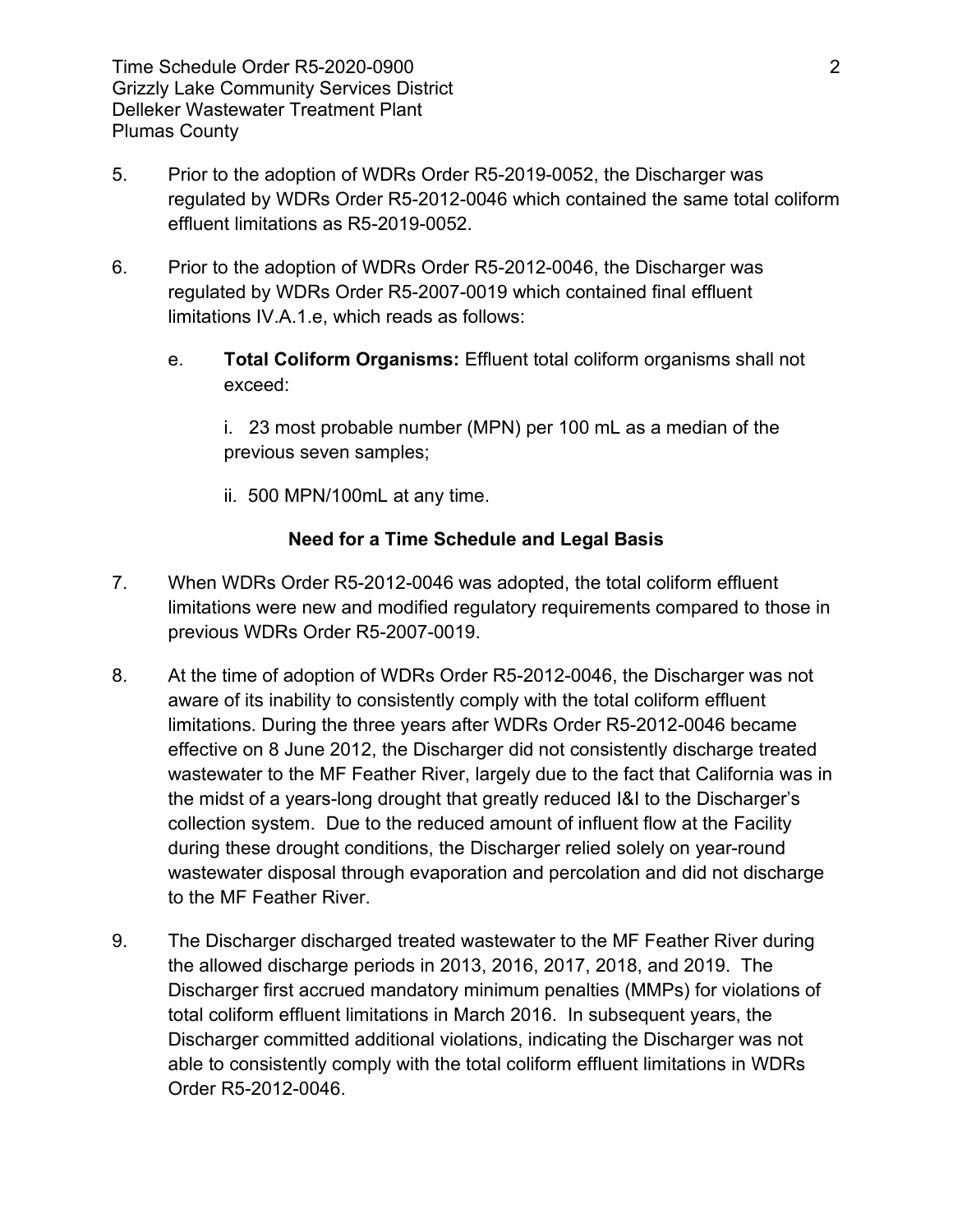5. Prior to the adoption of WDRs Order R5-2019-0052, the Discharger was regulated by WDRs Order R5-2012-0046 which contained the same total coliform effluent limitations as R5-2019-0052.

6. Prior to the adoption of WDRs Order R5-2012-0046, the Discharger was regulated by WDRs Order R5-2007-0019 which contained final effluent limitations IV.A.1.e, which reads as follows:

   e. **Total Coliform Organisms:** Effluent total coliform organisms shall not exceed:

      i. 23 most probable number (MPN) per 100 mL as a median of the previous seven samples;

      ii. 500 MPN/100mL at any time.

### Need for a Time Schedule and Legal Basis

7. When WDRs Order R5-2012-0046 was adopted, the total coliform effluent limitations were new and modified regulatory requirements compared to those in previous WDRs Order R5-2007-0019.

8. At the time of adoption of WDRs Order R5-2012-0046, the Discharger was not aware of its inability to consistently comply with the total coliform effluent limitations. During the three years after WDRs Order R5-2012-0046 became effective on 8 June 2012, the Discharger did not consistently discharge treated wastewater to the MF Feather River, largely due to the fact that California was in the midst of a years-long drought that greatly reduced I&I to the Discharger's collection system. Due to the reduced amount of influent flow at the Facility during these drought conditions, the Discharger relied solely on year-round wastewater disposal through evaporation and percolation and did not discharge to the MF Feather River.

9. The Discharger discharged treated wastewater to the MF Feather River during the allowed discharge periods in 2013, 2016, 2017, 2018, and 2019. The Discharger first accrued mandatory minimum penalties (MMPs) for violations of total coliform effluent limitations in March 2016. In subsequent years, the Discharger committed additional violations, indicating the Discharger was not able to consistently comply with the total coliform effluent limitations in WDRs Order R5-2012-0046.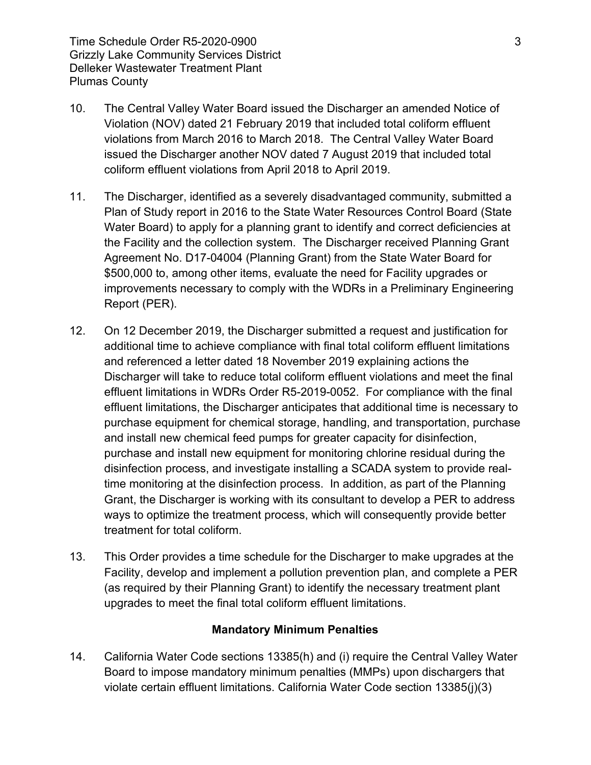10. The Central Valley Water Board issued the Discharger an amended Notice of Violation (NOV) dated 21 February 2019 that included total coliform effluent violations from March 2016 to March 2018. The Central Valley Water Board issued the Discharger another NOV dated 7 August 2019 that included total coliform effluent violations from April 2018 to April 2019.

11. The Discharger, identified as a severely disadvantaged community, submitted a Plan of Study report in 2016 to the State Water Resources Control Board (State Water Board) to apply for a planning grant to identify and correct deficiencies at the Facility and the collection system. The Discharger received Planning Grant Agreement No. D17-04004 (Planning Grant) from the State Water Board for $500,000 to, among other items, evaluate the need for Facility upgrades or improvements necessary to comply with the WDRs in a Preliminary Engineering Report (PER).

12. On 12 December 2019, the Discharger submitted a request and justification for additional time to achieve compliance with final total coliform effluent limitations and referenced a letter dated 18 November 2019 explaining actions the Discharger will take to reduce total coliform effluent violations and meet the final effluent limitations in WDRs Order R5-2019-0052. For compliance with the final effluent limitations, the Discharger anticipates that additional time is necessary to purchase equipment for chemical storage, handling, and transportation, purchase and install new chemical feed pumps for greater capacity for disinfection, purchase and install new equipment for monitoring chlorine residual during the disinfection process, and investigate installing a SCADA system to provide real-time monitoring at the disinfection process. In addition, as part of the Planning Grant, the Discharger is working with its consultant to develop a PER to address ways to optimize the treatment process, which will consequently provide better treatment for total coliform.

13. This Order provides a time schedule for the Discharger to make upgrades at the Facility, develop and implement a pollution prevention plan, and complete a PER (as required by their Planning Grant) to identify the necessary treatment plant upgrades to meet the final total coliform effluent limitations.

**Mandatory Minimum Penalties**

14. California Water Code sections 13385(h) and (i) require the Central Valley Water Board to impose mandatory minimum penalties (MMPs) upon dischargers that violate certain effluent limitations. California Water Code section 13385(j)(3)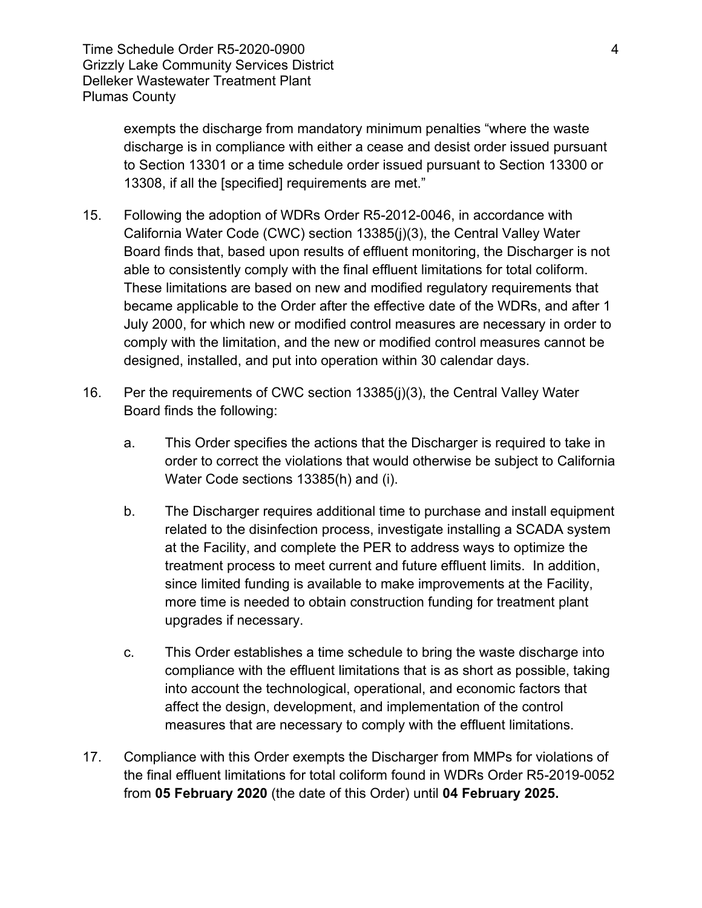exempts the discharge from mandatory minimum penalties "where the waste discharge is in compliance with either a cease and desist order issued pursuant to Section 13301 or a time schedule order issued pursuant to Section 13300 or 13308, if all the [specified] requirements are met."

15. Following the adoption of WDRs Order R5-2012-0046, in accordance with California Water Code (CWC) section 13385(j)(3), the Central Valley Water Board finds that, based upon results of effluent monitoring, the Discharger is not able to consistently comply with the final effluent limitations for total coliform. These limitations are based on new and modified regulatory requirements that became applicable to the Order after the effective date of the WDRs, and after 1 July 2000, for which new or modified control measures are necessary in order to comply with the limitation, and the new or modified control measures cannot be designed, installed, and put into operation within 30 calendar days.

16. Per the requirements of CWC section 13385(j)(3), the Central Valley Water Board finds the following:

    a. This Order specifies the actions that the Discharger is required to take in order to correct the violations that would otherwise be subject to California Water Code sections 13385(h) and (i).

    b. The Discharger requires additional time to purchase and install equipment related to the disinfection process, investigate installing a SCADA system at the Facility, and complete the PER to address ways to optimize the treatment process to meet current and future effluent limits. In addition, since limited funding is available to make improvements at the Facility, more time is needed to obtain construction funding for treatment plant upgrades if necessary.

    c. This Order establishes a time schedule to bring the waste discharge into compliance with the effluent limitations that is as short as possible, taking into account the technological, operational, and economic factors that affect the design, development, and implementation of the control measures that are necessary to comply with the effluent limitations.

17. Compliance with this Order exempts the Discharger from MMPs for violations of the final effluent limitations for total coliform found in WDRs Order R5-2019-0052 from **05 February 2020** (the date of this Order) until **04 February 2025.**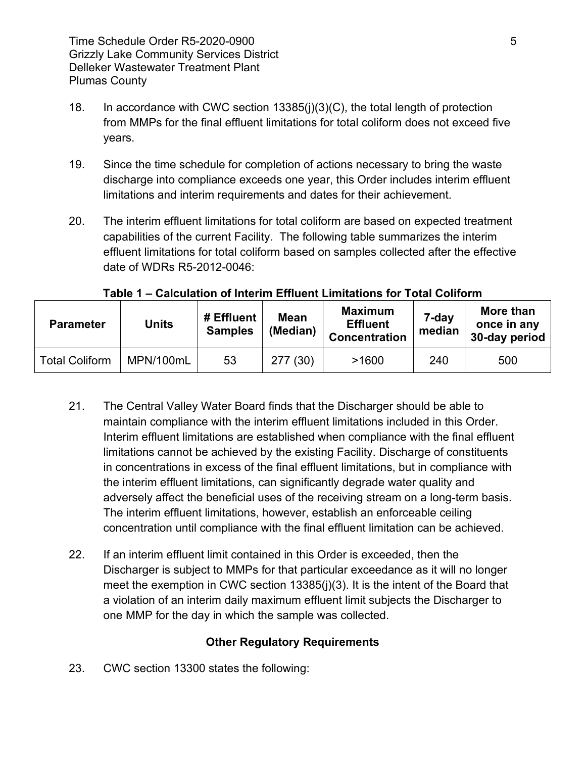18. In accordance with CWC section 13385(j)(3)(C), the total length of protection from MMPs for the final effluent limitations for total coliform does not exceed five years.

19. Since the time schedule for completion of actions necessary to bring the waste discharge into compliance exceeds one year, this Order includes interim effluent limitations and interim requirements and dates for their achievement.

20. The interim effluent limitations for total coliform are based on expected treatment capabilities of the current Facility. The following table summarizes the interim effluent limitations for total coliform based on samples collected after the effective date of WDRs R5-2012-0046:

**Table 1 – Calculation of Interim Effluent Limitations for Total Coliform**

| Parameter | Units | # Effluent Samples | Mean (Median) | Maximum Effluent Concentration | 7-day median | More than once in any 30-day period |
|---|---|---|---|---|---|---|
| Total Coliform | MPN/100mL | 53 | 277 (30) | >1600 | 240 | 500 |

21. The Central Valley Water Board finds that the Discharger should be able to maintain compliance with the interim effluent limitations included in this Order. Interim effluent limitations are established when compliance with the final effluent limitations cannot be achieved by the existing Facility. Discharge of constituents in concentrations in excess of the final effluent limitations, but in compliance with the interim effluent limitations, can significantly degrade water quality and adversely affect the beneficial uses of the receiving stream on a long-term basis. The interim effluent limitations, however, establish an enforceable ceiling concentration until compliance with the final effluent limitation can be achieved.

22. If an interim effluent limit contained in this Order is exceeded, then the Discharger is subject to MMPs for that particular exceedance as it will no longer meet the exemption in CWC section 13385(j)(3). It is the intent of the Board that a violation of an interim daily maximum effluent limit subjects the Discharger to one MMP for the day in which the sample was collected.

## Other Regulatory Requirements

23. CWC section 13300 states the following: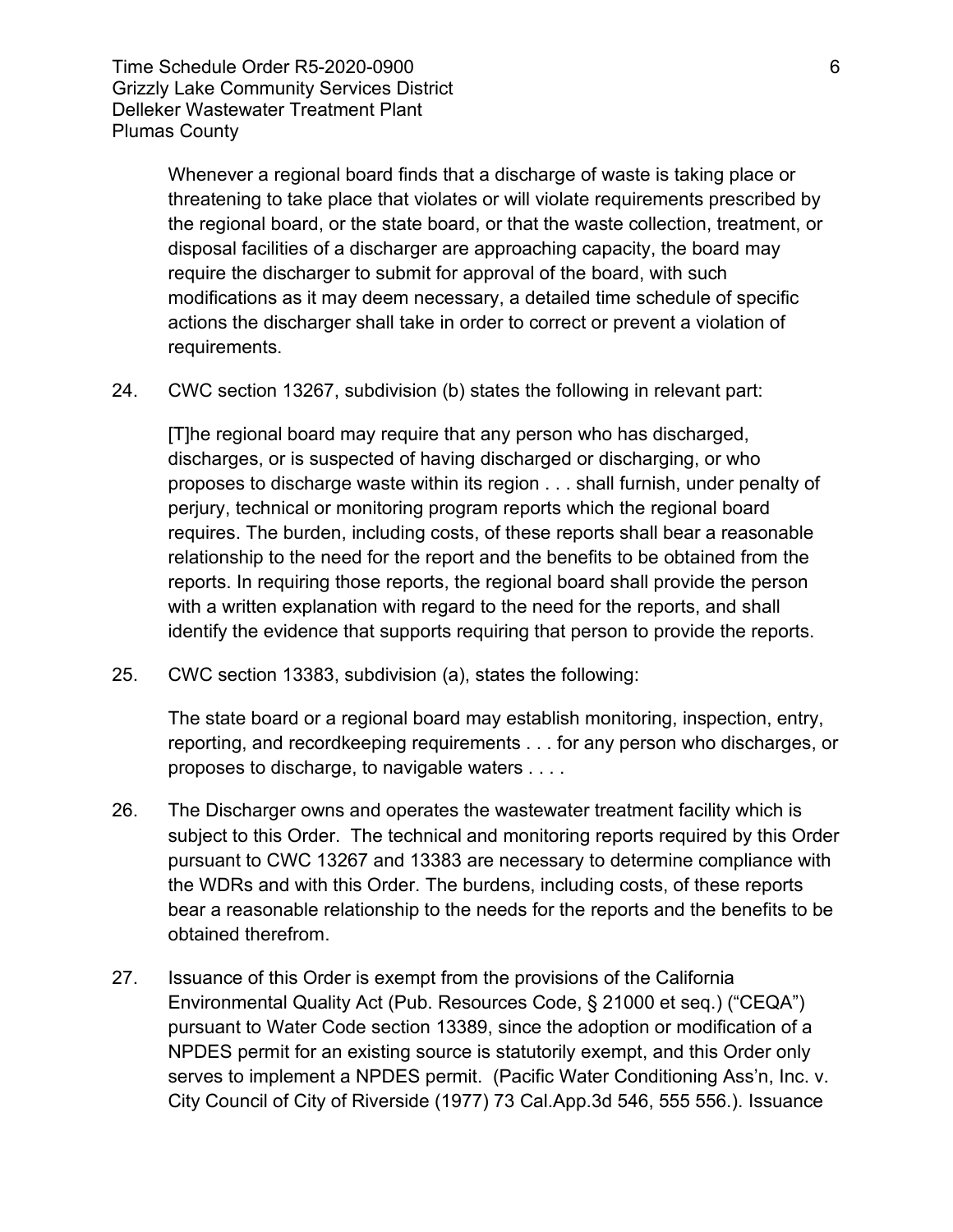Whenever a regional board finds that a discharge of waste is taking place or threatening to take place that violates or will violate requirements prescribed by the regional board, or the state board, or that the waste collection, treatment, or disposal facilities of a discharger are approaching capacity, the board may require the discharger to submit for approval of the board, with such modifications as it may deem necessary, a detailed time schedule of specific actions the discharger shall take in order to correct or prevent a violation of requirements.

24. CWC section 13267, subdivision (b) states the following in relevant part:

    [T]he regional board may require that any person who has discharged, discharges, or is suspected of having discharged or discharging, or who proposes to discharge waste within its region . . . shall furnish, under penalty of perjury, technical or monitoring program reports which the regional board requires. The burden, including costs, of these reports shall bear a reasonable relationship to the need for the report and the benefits to be obtained from the reports. In requiring those reports, the regional board shall provide the person with a written explanation with regard to the need for the reports, and shall identify the evidence that supports requiring that person to provide the reports.

25. CWC section 13383, subdivision (a), states the following:

    The state board or a regional board may establish monitoring, inspection, entry, reporting, and recordkeeping requirements . . . for any person who discharges, or proposes to discharge, to navigable waters . . . .

26. The Discharger owns and operates the wastewater treatment facility which is subject to this Order. The technical and monitoring reports required by this Order pursuant to CWC 13267 and 13383 are necessary to determine compliance with the WDRs and with this Order. The burdens, including costs, of these reports bear a reasonable relationship to the needs for the reports and the benefits to be obtained therefrom.

27. Issuance of this Order is exempt from the provisions of the California Environmental Quality Act (Pub. Resources Code, § 21000 et seq.) ("CEQA") pursuant to Water Code section 13389, since the adoption or modification of a NPDES permit for an existing source is statutorily exempt, and this Order only serves to implement a NPDES permit. (Pacific Water Conditioning Ass'n, Inc. v. City Council of City of Riverside (1977) 73 Cal.App.3d 546, 555 556.). Issuance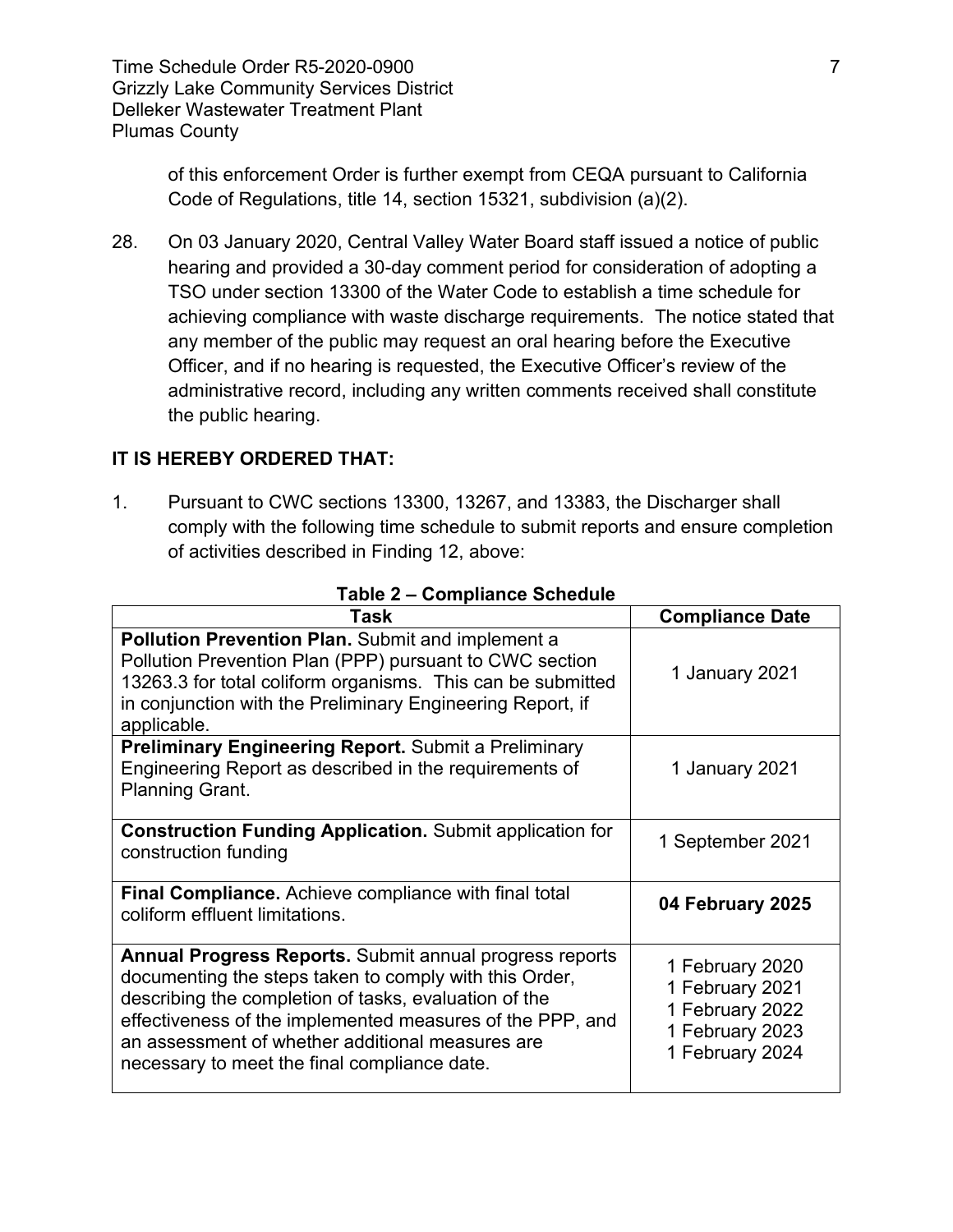of this enforcement Order is further exempt from CEQA pursuant to California Code of Regulations, title 14, section 15321, subdivision (a)(2).

28. On 03 January 2020, Central Valley Water Board staff issued a notice of public hearing and provided a 30-day comment period for consideration of adopting a TSO under section 13300 of the Water Code to establish a time schedule for achieving compliance with waste discharge requirements. The notice stated that any member of the public may request an oral hearing before the Executive Officer, and if no hearing is requested, the Executive Officer's review of the administrative record, including any written comments received shall constitute the public hearing.

**IT IS HEREBY ORDERED THAT:**

1. Pursuant to CWC sections 13300, 13267, and 13383, the Discharger shall comply with the following time schedule to submit reports and ensure completion of activities described in Finding 12, above:

**Table 2 – Compliance Schedule**

| Task | Compliance Date |
|---|---|
| **Pollution Prevention Plan.** Submit and implement a Pollution Prevention Plan (PPP) pursuant to CWC section 13263.3 for total coliform organisms. This can be submitted in conjunction with the Preliminary Engineering Report, if applicable. | 1 January 2021 |
| **Preliminary Engineering Report.** Submit a Preliminary Engineering Report as described in the requirements of Planning Grant. | 1 January 2021 |
| **Construction Funding Application.** Submit application for construction funding | 1 September 2021 |
| **Final Compliance.** Achieve compliance with final total coliform effluent limitations. | **04 February 2025** |
| **Annual Progress Reports.** Submit annual progress reports documenting the steps taken to comply with this Order, describing the completion of tasks, evaluation of the effectiveness of the implemented measures of the PPP, and an assessment of whether additional measures are necessary to meet the final compliance date. | 1 February 2020<br>1 February 2021<br>1 February 2022<br>1 February 2023<br>1 February 2024 |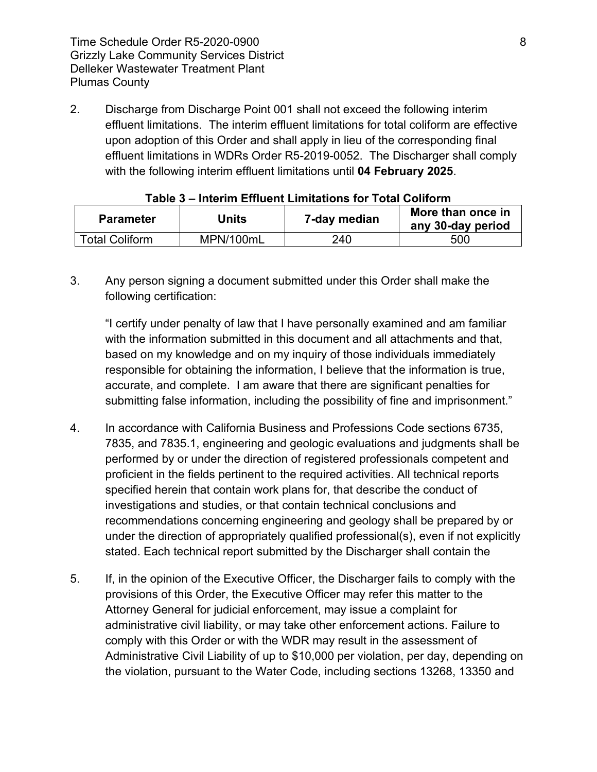2. Discharge from Discharge Point 001 shall not exceed the following interim effluent limitations. The interim effluent limitations for total coliform are effective upon adoption of this Order and shall apply in lieu of the corresponding final effluent limitations in WDRs Order R5-2019-0052. The Discharger shall comply with the following interim effluent limitations until **04 February 2025**.

**Table 3 – Interim Effluent Limitations for Total Coliform**

| Parameter | Units | 7-day median | More than once in any 30-day period |
|---|---|---|---|
| Total Coliform | MPN/100mL | 240 | 500 |

3. Any person signing a document submitted under this Order shall make the following certification:

   "I certify under penalty of law that I have personally examined and am familiar with the information submitted in this document and all attachments and that, based on my knowledge and on my inquiry of those individuals immediately responsible for obtaining the information, I believe that the information is true, accurate, and complete. I am aware that there are significant penalties for submitting false information, including the possibility of fine and imprisonment."

4. In accordance with California Business and Professions Code sections 6735, 7835, and 7835.1, engineering and geologic evaluations and judgments shall be performed by or under the direction of registered professionals competent and proficient in the fields pertinent to the required activities. All technical reports specified herein that contain work plans for, that describe the conduct of investigations and studies, or that contain technical conclusions and recommendations concerning engineering and geology shall be prepared by or under the direction of appropriately qualified professional(s), even if not explicitly stated. Each technical report submitted by the Discharger shall contain the

5. If, in the opinion of the Executive Officer, the Discharger fails to comply with the provisions of this Order, the Executive Officer may refer this matter to the Attorney General for judicial enforcement, may issue a complaint for administrative civil liability, or may take other enforcement actions. Failure to comply with this Order or with the WDR may result in the assessment of Administrative Civil Liability of up to $10,000 per violation, per day, depending on the violation, pursuant to the Water Code, including sections 13268, 13350 and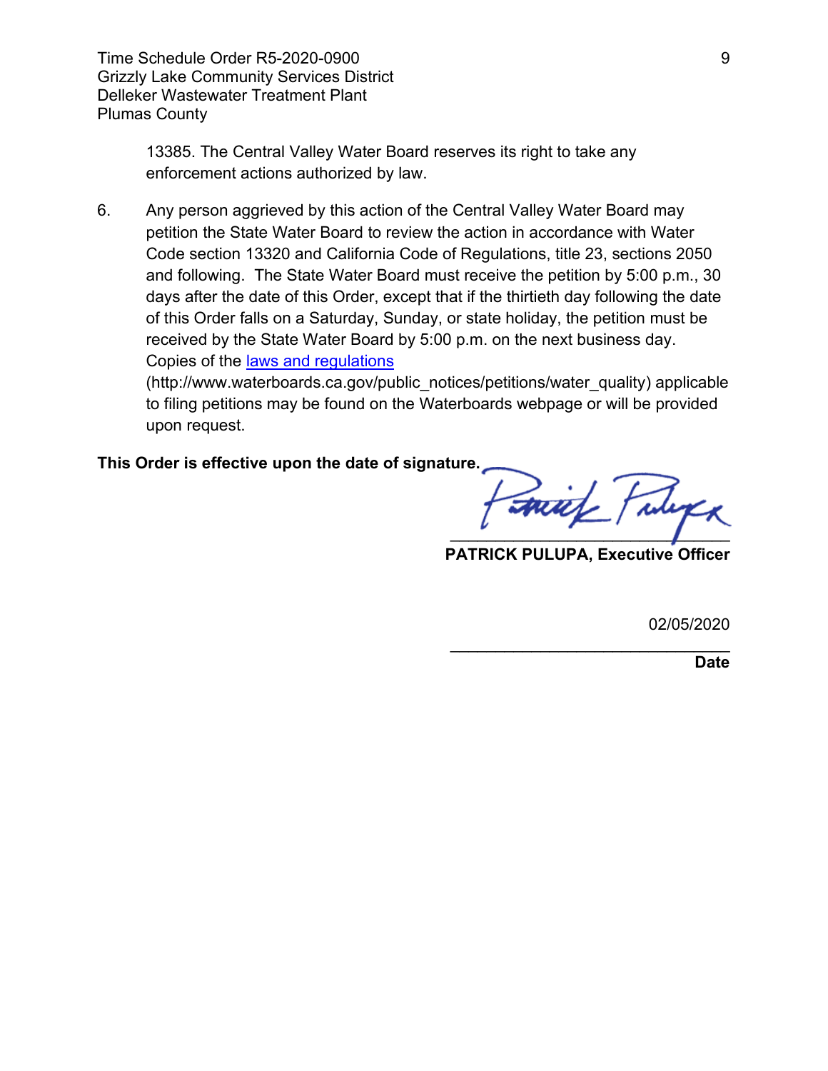13385. The Central Valley Water Board reserves its right to take any enforcement actions authorized by law.

6. Any person aggrieved by this action of the Central Valley Water Board may petition the State Water Board to review the action in accordance with Water Code section 13320 and California Code of Regulations, title 23, sections 2050 and following. The State Water Board must receive the petition by 5:00 p.m., 30 days after the date of this Order, except that if the thirtieth day following the date of this Order falls on a Saturday, Sunday, or state holiday, the petition must be received by the State Water Board by 5:00 p.m. on the next business day. Copies of the [laws and regulations](http://www.waterboards.ca.gov/public_notices/petitions/water_quality) (http://www.waterboards.ca.gov/public_notices/petitions/water_quality) applicable to filing petitions may be found on the Waterboards webpage or will be provided upon request.

**This Order is effective upon the date of signature.**

_______________________________

**PATRICK PULUPA, Executive Officer**

02/05/2020

_______________________________

**Date**